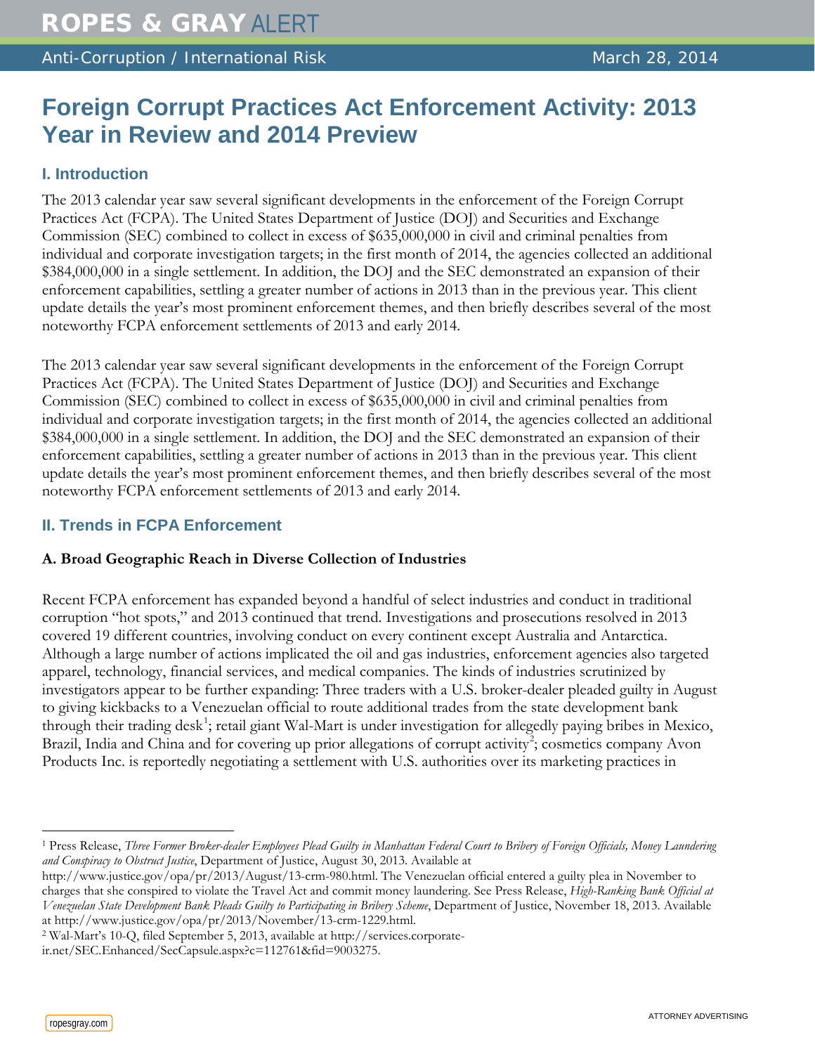# Foreign Corrupt Practices Act Enforcement Activity: 2013 Year in Review and 2014 Preview

## I. Introduction

The 2013 calendar year saw several significant developments in the enforcement of the Foreign Corrupt Practices Act (FCPA). The United States Department of Justice (DOJ) and Securities and Exchange Commission (SEC) combined to collect in excess of $635,000,000 in civil and criminal penalties from individual and corporate investigation targets; in the first month of 2014, the agencies collected an additional $384,000,000 in a single settlement. In addition, the DOJ and the SEC demonstrated an expansion of their enforcement capabilities, settling a greater number of actions in 2013 than in the previous year. This client update details the year's most prominent enforcement themes, and then briefly describes several of the most noteworthy FCPA enforcement settlements of 2013 and early 2014.

The 2013 calendar year saw several significant developments in the enforcement of the Foreign Corrupt Practices Act (FCPA). The United States Department of Justice (DOJ) and Securities and Exchange Commission (SEC) combined to collect in excess of $635,000,000 in civil and criminal penalties from individual and corporate investigation targets; in the first month of 2014, the agencies collected an additional $384,000,000 in a single settlement. In addition, the DOJ and the SEC demonstrated an expansion of their enforcement capabilities, settling a greater number of actions in 2013 than in the previous year. This client update details the year's most prominent enforcement themes, and then briefly describes several of the most noteworthy FCPA enforcement settlements of 2013 and early 2014.

## II. Trends in FCPA Enforcement

### A. Broad Geographic Reach in Diverse Collection of Industries

Recent FCPA enforcement has expanded beyond a handful of select industries and conduct in traditional corruption "hot spots," and 2013 continued that trend. Investigations and prosecutions resolved in 2013 covered 19 different countries, involving conduct on every continent except Australia and Antarctica. Although a large number of actions implicated the oil and gas industries, enforcement agencies also targeted apparel, technology, financial services, and medical companies. The kinds of industries scrutinized by investigators appear to be further expanding: Three traders with a U.S. broker-dealer pleaded guilty in August to giving kickbacks to a Venezuelan official to route additional trades from the state development bank through their trading desk[1]; retail giant Wal-Mart is under investigation for allegedly paying bribes in Mexico, Brazil, India and China and for covering up prior allegations of corrupt activity[2]; cosmetics company Avon Products Inc. is reportedly negotiating a settlement with U.S. authorities over its marketing practices in

---

[1] Press Release, *Three Former Broker-dealer Employees Plead Guilty in Manhattan Federal Court to Bribery of Foreign Officials, Money Laundering and Conspiracy to Obstruct Justice*, Department of Justice, August 30, 2013. Available at http://www.justice.gov/opa/pr/2013/August/13-crm-980.html. The Venezuelan official entered a guilty plea in November to charges that she conspired to violate the Travel Act and commit money laundering. See Press Release, *High-Ranking Bank Official at Venezuelan State Development Bank Pleads Guilty to Participating in Bribery Scheme*, Department of Justice, November 18, 2013. Available at http://www.justice.gov/opa/pr/2013/November/13-crm-1229.html.

[2] Wal-Mart's 10-Q, filed September 5, 2013, available at http://services.corporate-ir.net/SEC.Enhanced/SecCapsule.aspx?c=112761&fid=9003275.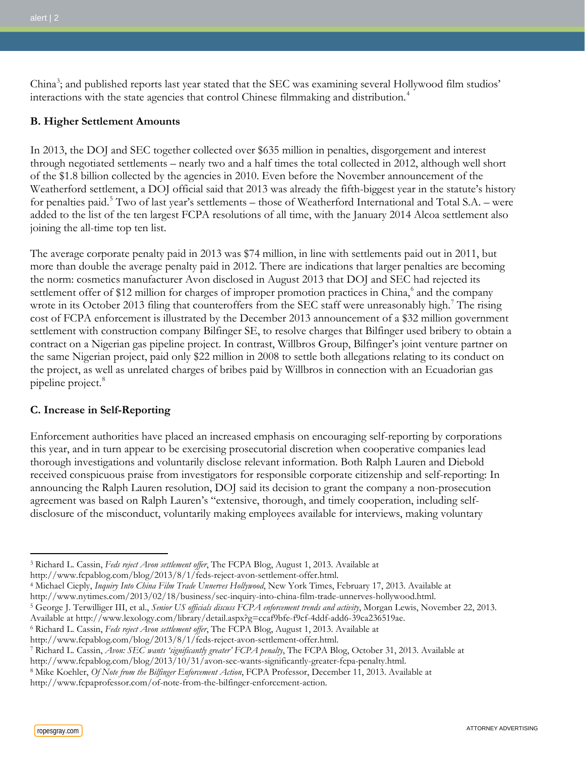China[3]; and published reports last year stated that the SEC was examining several Hollywood film studios' interactions with the state agencies that control Chinese filmmaking and distribution.[4]

**B. Higher Settlement Amounts**

In 2013, the DOJ and SEC together collected over $635 million in penalties, disgorgement and interest through negotiated settlements – nearly two and a half times the total collected in 2012, although well short of the $1.8 billion collected by the agencies in 2010. Even before the November announcement of the Weatherford settlement, a DOJ official said that 2013 was already the fifth-biggest year in the statute's history for penalties paid.[5] Two of last year's settlements – those of Weatherford International and Total S.A. – were added to the list of the ten largest FCPA resolutions of all time, with the January 2014 Alcoa settlement also joining the all-time top ten list.

The average corporate penalty paid in 2013 was $74 million, in line with settlements paid out in 2011, but more than double the average penalty paid in 2012. There are indications that larger penalties are becoming the norm: cosmetics manufacturer Avon disclosed in August 2013 that DOJ and SEC had rejected its settlement offer of $12 million for charges of improper promotion practices in China,[6] and the company wrote in its October 2013 filing that counteroffers from the SEC staff were unreasonably high.[7] The rising cost of FCPA enforcement is illustrated by the December 2013 announcement of a $32 million government settlement with construction company Bilfinger SE, to resolve charges that Bilfinger used bribery to obtain a contract on a Nigerian gas pipeline project. In contrast, Willbros Group, Bilfinger's joint venture partner on the same Nigerian project, paid only $22 million in 2008 to settle both allegations relating to its conduct on the project, as well as unrelated charges of bribes paid by Willbros in connection with an Ecuadorian gas pipeline project.[8]

**C. Increase in Self-Reporting**

Enforcement authorities have placed an increased emphasis on encouraging self-reporting by corporations this year, and in turn appear to be exercising prosecutorial discretion when cooperative companies lead thorough investigations and voluntarily disclose relevant information. Both Ralph Lauren and Diebold received conspicuous praise from investigators for responsible corporate citizenship and self-reporting: In announcing the Ralph Lauren resolution, DOJ said its decision to grant the company a non-prosecution agreement was based on Ralph Lauren's "extensive, thorough, and timely cooperation, including self-disclosure of the misconduct, voluntarily making employees available for interviews, making voluntary

---

[3] Richard L. Cassin, *Feds reject Avon settlement offer*, The FCPA Blog, August 1, 2013. Available at http://www.fcpablog.com/blog/2013/8/1/feds-reject-avon-settlement-offer.html.

[4] Michael Cieply, *Inquiry Into China Film Trade Unnerves Hollywood*, New York Times, February 17, 2013. Available at http://www.nytimes.com/2013/02/18/business/sec-inquiry-into-china-film-trade-unnerves-hollywood.html.

[5] George J. Terwilliger III, et al., *Senior US officials discuss FCPA enforcement trends and activity*, Morgan Lewis, November 22, 2013. Available at http://www.lexology.com/library/detail.aspx?g=ccaf9bfe-f9cf-4ddf-add6-39ca236519ae.

[6] Richard L. Cassin, *Feds reject Avon settlement offer*, The FCPA Blog, August 1, 2013. Available at http://www.fcpablog.com/blog/2013/8/1/feds-reject-avon-settlement-offer.html.

[7] Richard L. Cassin, *Avon: SEC wants 'significantly greater' FCPA penalty*, The FCPA Blog, October 31, 2013. Available at http://www.fcpablog.com/blog/2013/10/31/avon-sec-wants-significantly-greater-fcpa-penalty.html.

[8] Mike Koehler, *Of Note from the Bilfinger Enforcement Action*, FCPA Professor, December 11, 2013. Available at http://www.fcpaprofessor.com/of-note-from-the-bilfinger-enforcement-action.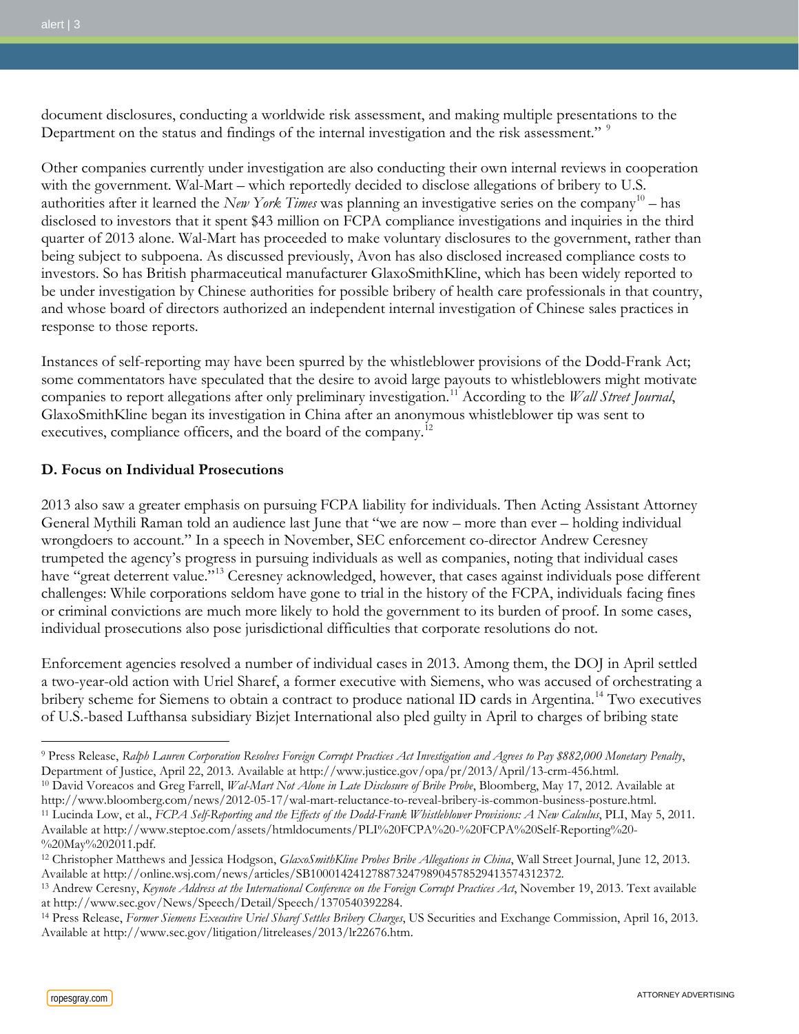document disclosures, conducting a worldwide risk assessment, and making multiple presentations to the Department on the status and findings of the internal investigation and the risk assessment." [9]

Other companies currently under investigation are also conducting their own internal reviews in cooperation with the government. Wal-Mart – which reportedly decided to disclose allegations of bribery to U.S. authorities after it learned the *New York Times* was planning an investigative series on the company[10] – has disclosed to investors that it spent $43 million on FCPA compliance investigations and inquiries in the third quarter of 2013 alone. Wal-Mart has proceeded to make voluntary disclosures to the government, rather than being subject to subpoena. As discussed previously, Avon has also disclosed increased compliance costs to investors. So has British pharmaceutical manufacturer GlaxoSmithKline, which has been widely reported to be under investigation by Chinese authorities for possible bribery of health care professionals in that country, and whose board of directors authorized an independent internal investigation of Chinese sales practices in response to those reports.

Instances of self-reporting may have been spurred by the whistleblower provisions of the Dodd-Frank Act; some commentators have speculated that the desire to avoid large payouts to whistleblowers might motivate companies to report allegations after only preliminary investigation.[11] According to the *Wall Street Journal*, GlaxoSmithKline began its investigation in China after an anonymous whistleblower tip was sent to executives, compliance officers, and the board of the company.[12]

**D. Focus on Individual Prosecutions**

2013 also saw a greater emphasis on pursuing FCPA liability for individuals. Then Acting Assistant Attorney General Mythili Raman told an audience last June that "we are now – more than ever – holding individual wrongdoers to account." In a speech in November, SEC enforcement co-director Andrew Ceresney trumpeted the agency's progress in pursuing individuals as well as companies, noting that individual cases have "great deterrent value."[13] Ceresney acknowledged, however, that cases against individuals pose different challenges: While corporations seldom have gone to trial in the history of the FCPA, individuals facing fines or criminal convictions are much more likely to hold the government to its burden of proof. In some cases, individual prosecutions also pose jurisdictional difficulties that corporate resolutions do not.

Enforcement agencies resolved a number of individual cases in 2013. Among them, the DOJ in April settled a two-year-old action with Uriel Sharef, a former executive with Siemens, who was accused of orchestrating a bribery scheme for Siemens to obtain a contract to produce national ID cards in Argentina.[14] Two executives of U.S.-based Lufthansa subsidiary Bizjet International also pled guilty in April to charges of bribing state

---

[9] Press Release, *Ralph Lauren Corporation Resolves Foreign Corrupt Practices Act Investigation and Agrees to Pay $882,000 Monetary Penalty*, Department of Justice, April 22, 2013. Available at http://www.justice.gov/opa/pr/2013/April/13-crm-456.html.

[10] David Voreacos and Greg Farrell, *Wal-Mart Not Alone in Late Disclosure of Bribe Probe*, Bloomberg, May 17, 2012. Available at http://www.bloomberg.com/news/2012-05-17/wal-mart-reluctance-to-reveal-bribery-is-common-business-posture.html.

[11] Lucinda Low, et al., *FCPA Self-Reporting and the Effects of the Dodd-Frank Whistleblower Provisions: A New Calculus*, PLI, May 5, 2011. Available at http://www.steptoe.com/assets/htmldocuments/PLI%20FCPA%20-%20FCPA%20Self-Reporting%20-%20May%202011.pdf.

[12] Christopher Matthews and Jessica Hodgson, *GlaxoSmithKline Probes Bribe Allegations in China*, Wall Street Journal, June 12, 2013. Available at http://online.wsj.com/news/articles/SB10001424127887324798904578529413574312372.

[13] Andrew Ceresny, *Keynote Address at the International Conference on the Foreign Corrupt Practices Act*, November 19, 2013. Text available at http://www.sec.gov/News/Speech/Detail/Speech/1370540392284.

[14] Press Release, *Former Siemens Executive Uriel Sharef Settles Bribery Charges*, US Securities and Exchange Commission, April 16, 2013. Available at http://www.sec.gov/litigation/litreleases/2013/lr22676.htm.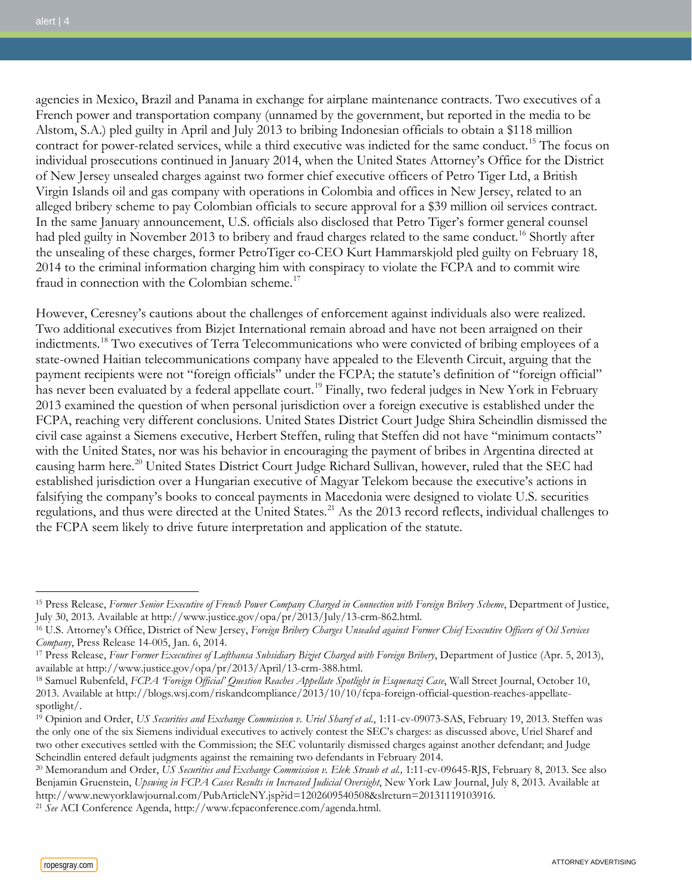agencies in Mexico, Brazil and Panama in exchange for airplane maintenance contracts. Two executives of a French power and transportation company (unnamed by the government, but reported in the media to be Alstom, S.A.) pled guilty in April and July 2013 to bribing Indonesian officials to obtain a $118 million contract for power-related services, while a third executive was indicted for the same conduct.[15] The focus on individual prosecutions continued in January 2014, when the United States Attorney's Office for the District of New Jersey unsealed charges against two former chief executive officers of Petro Tiger Ltd, a British Virgin Islands oil and gas company with operations in Colombia and offices in New Jersey, related to an alleged bribery scheme to pay Colombian officials to secure approval for a $39 million oil services contract. In the same January announcement, U.S. officials also disclosed that Petro Tiger's former general counsel had pled guilty in November 2013 to bribery and fraud charges related to the same conduct.[16] Shortly after the unsealing of these charges, former PetroTiger co-CEO Kurt Hammarskjold pled guilty on February 18, 2014 to the criminal information charging him with conspiracy to violate the FCPA and to commit wire fraud in connection with the Colombian scheme.[17]

However, Ceresney's cautions about the challenges of enforcement against individuals also were realized. Two additional executives from Bizjet International remain abroad and have not been arraigned on their indictments.[18] Two executives of Terra Telecommunications who were convicted of bribing employees of a state-owned Haitian telecommunications company have appealed to the Eleventh Circuit, arguing that the payment recipients were not "foreign officials" under the FCPA; the statute's definition of "foreign official" has never been evaluated by a federal appellate court.[19] Finally, two federal judges in New York in February 2013 examined the question of when personal jurisdiction over a foreign executive is established under the FCPA, reaching very different conclusions. United States District Court Judge Shira Scheindlin dismissed the civil case against a Siemens executive, Herbert Steffen, ruling that Steffen did not have "minimum contacts" with the United States, nor was his behavior in encouraging the payment of bribes in Argentina directed at causing harm here.[20] United States District Court Judge Richard Sullivan, however, ruled that the SEC had established jurisdiction over a Hungarian executive of Magyar Telekom because the executive's actions in falsifying the company's books to conceal payments in Macedonia were designed to violate U.S. securities regulations, and thus were directed at the United States.[21] As the 2013 record reflects, individual challenges to the FCPA seem likely to drive future interpretation and application of the statute.

---

[15] Press Release, *Former Senior Executive of French Power Company Charged in Connection with Foreign Bribery Scheme*, Department of Justice, July 30, 2013. Available at http://www.justice.gov/opa/pr/2013/July/13-crm-862.html.

[16] U.S. Attorney's Office, District of New Jersey, *Foreign Bribery Charges Unsealed against Former Chief Executive Officers of Oil Services Company*, Press Release 14-005, Jan. 6, 2014.

[17] Press Release, *Four Former Executives of Lufthansa Subsidiary Bizjet Charged with Foreign Bribery*, Department of Justice (Apr. 5, 2013), available at http://www.justice.gov/opa/pr/2013/April/13-crm-388.html.

[18] Samuel Rubenfeld, *FCPA 'Foreign Official' Question Reaches Appellate Spotlight in Esquenazi Case*, Wall Street Journal, October 10, 2013. Available at http://blogs.wsj.com/riskandcompliance/2013/10/10/fcpa-foreign-official-question-reaches-appellate-spotlight/.

[19] Opinion and Order, *US Securities and Exchange Commission v. Uriel Sharef et al.*, 1:11-cv-09073-SAS, February 19, 2013. Steffen was the only one of the six Siemens individual executives to actively contest the SEC's charges: as discussed above, Uriel Sharef and two other executives settled with the Commission; the SEC voluntarily dismissed charges against another defendant; and Judge Scheindlin entered default judgments against the remaining two defendants in February 2014.

[20] Memorandum and Order, *US Securities and Exchange Commission v. Elek Straub et al.,* 1:11-cv-09645-RJS, February 8, 2013. See also Benjamin Gruenstein, *Upswing in FCPA Cases Results in Increased Judicial Oversight*, New York Law Journal, July 8, 2013. Available at http://www.newyorklawjournal.com/PubArticleNY.jsp?id=1202609540508&slreturn=20131119103916.

[21] *See* ACI Conference Agenda, http://www.fcpaconference.com/agenda.html.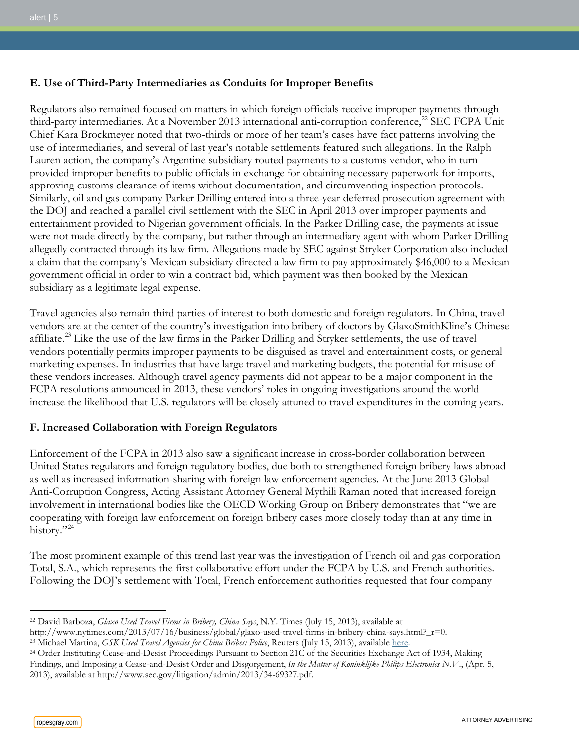### E. Use of Third-Party Intermediaries as Conduits for Improper Benefits

Regulators also remained focused on matters in which foreign officials receive improper payments through third-party intermediaries. At a November 2013 international anti-corruption conference,[22] SEC FCPA Unit Chief Kara Brockmeyer noted that two-thirds or more of her team's cases have fact patterns involving the use of intermediaries, and several of last year's notable settlements featured such allegations. In the Ralph Lauren action, the company's Argentine subsidiary routed payments to a customs vendor, who in turn provided improper benefits to public officials in exchange for obtaining necessary paperwork for imports, approving customs clearance of items without documentation, and circumventing inspection protocols. Similarly, oil and gas company Parker Drilling entered into a three-year deferred prosecution agreement with the DOJ and reached a parallel civil settlement with the SEC in April 2013 over improper payments and entertainment provided to Nigerian government officials. In the Parker Drilling case, the payments at issue were not made directly by the company, but rather through an intermediary agent with whom Parker Drilling allegedly contracted through its law firm. Allegations made by SEC against Stryker Corporation also included a claim that the company's Mexican subsidiary directed a law firm to pay approximately $46,000 to a Mexican government official in order to win a contract bid, which payment was then booked by the Mexican subsidiary as a legitimate legal expense.

Travel agencies also remain third parties of interest to both domestic and foreign regulators. In China, travel vendors are at the center of the country's investigation into bribery of doctors by GlaxoSmithKline's Chinese affiliate.[23] Like the use of the law firms in the Parker Drilling and Stryker settlements, the use of travel vendors potentially permits improper payments to be disguised as travel and entertainment costs, or general marketing expenses. In industries that have large travel and marketing budgets, the potential for misuse of these vendors increases. Although travel agency payments did not appear to be a major component in the FCPA resolutions announced in 2013, these vendors' roles in ongoing investigations around the world increase the likelihood that U.S. regulators will be closely attuned to travel expenditures in the coming years.

### F. Increased Collaboration with Foreign Regulators

Enforcement of the FCPA in 2013 also saw a significant increase in cross-border collaboration between United States regulators and foreign regulatory bodies, due both to strengthened foreign bribery laws abroad as well as increased information-sharing with foreign law enforcement agencies. At the June 2013 Global Anti-Corruption Congress, Acting Assistant Attorney General Mythili Raman noted that increased foreign involvement in international bodies like the OECD Working Group on Bribery demonstrates that "we are cooperating with foreign law enforcement on foreign bribery cases more closely today than at any time in history."[24]

The most prominent example of this trend last year was the investigation of French oil and gas corporation Total, S.A., which represents the first collaborative effort under the FCPA by U.S. and French authorities. Following the DOJ's settlement with Total, French enforcement authorities requested that four company

---

[22] David Barboza, *Glaxo Used Travel Firms in Bribery, China Says*, N.Y. Times (July 15, 2013), available at http://www.nytimes.com/2013/07/16/business/global/glaxo-used-travel-firms-in-bribery-china-says.html?_r=0.

[23] Michael Martina, *GSK Used Travel Agencies for China Bribes: Police*, Reuters (July 15, 2013), available here.

[24] Order Instituting Cease-and-Desist Proceedings Pursuant to Section 21C of the Securities Exchange Act of 1934, Making Findings, and Imposing a Cease-and-Desist Order and Disgorgement, *In the Matter of Koninklijke Philips Electronics N.V.*, (Apr. 5, 2013), available at http://www.sec.gov/litigation/admin/2013/34-69327.pdf.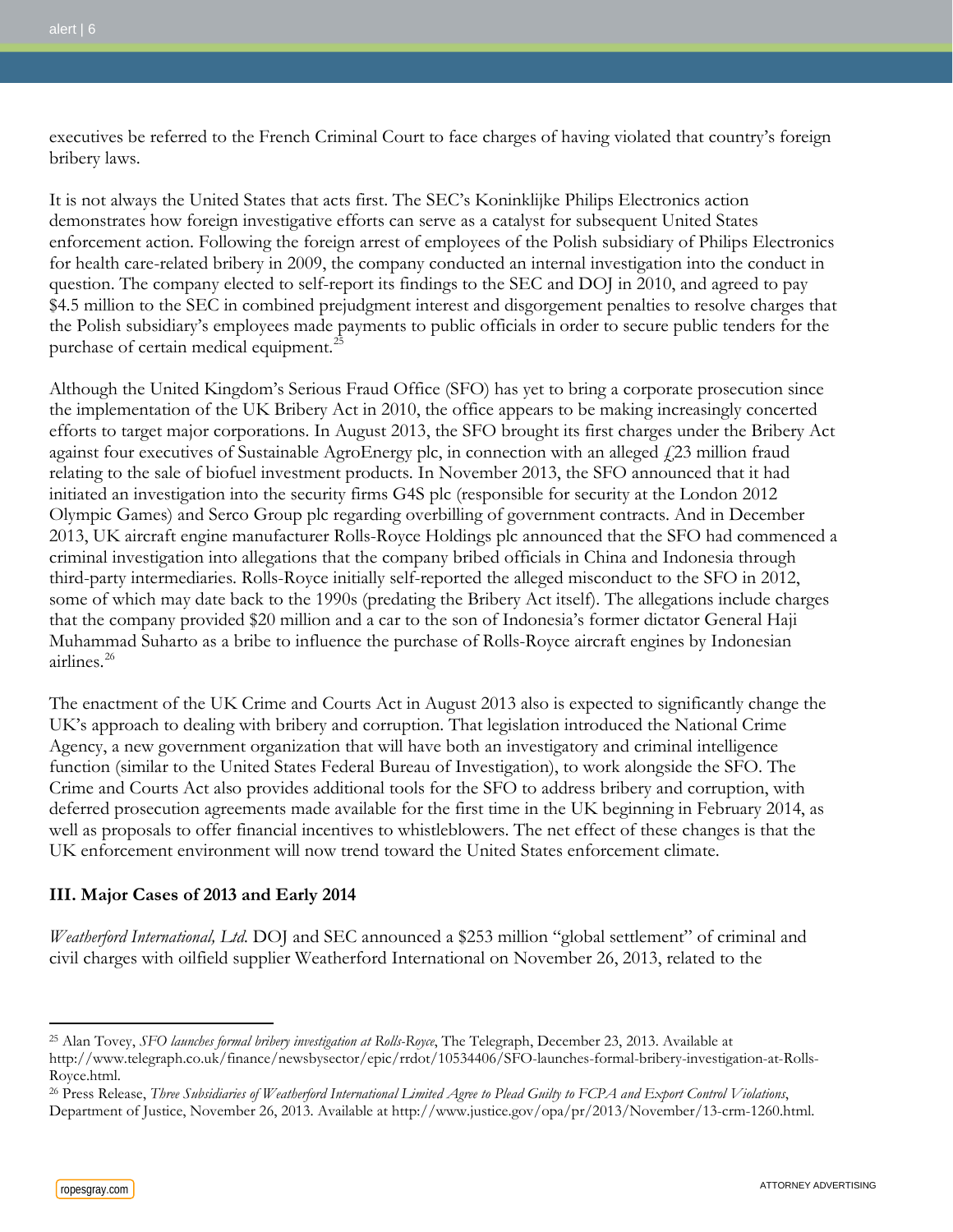executives be referred to the French Criminal Court to face charges of having violated that country's foreign bribery laws.

It is not always the United States that acts first. The SEC's Koninklijke Philips Electronics action demonstrates how foreign investigative efforts can serve as a catalyst for subsequent United States enforcement action. Following the foreign arrest of employees of the Polish subsidiary of Philips Electronics for health care-related bribery in 2009, the company conducted an internal investigation into the conduct in question. The company elected to self-report its findings to the SEC and DOJ in 2010, and agreed to pay $4.5 million to the SEC in combined prejudgment interest and disgorgement penalties to resolve charges that the Polish subsidiary's employees made payments to public officials in order to secure public tenders for the purchase of certain medical equipment.[25]

Although the United Kingdom's Serious Fraud Office (SFO) has yet to bring a corporate prosecution since the implementation of the UK Bribery Act in 2010, the office appears to be making increasingly concerted efforts to target major corporations. In August 2013, the SFO brought its first charges under the Bribery Act against four executives of Sustainable AgroEnergy plc, in connection with an alleged £23 million fraud relating to the sale of biofuel investment products. In November 2013, the SFO announced that it had initiated an investigation into the security firms G4S plc (responsible for security at the London 2012 Olympic Games) and Serco Group plc regarding overbilling of government contracts. And in December 2013, UK aircraft engine manufacturer Rolls-Royce Holdings plc announced that the SFO had commenced a criminal investigation into allegations that the company bribed officials in China and Indonesia through third-party intermediaries. Rolls-Royce initially self-reported the alleged misconduct to the SFO in 2012, some of which may date back to the 1990s (predating the Bribery Act itself). The allegations include charges that the company provided $20 million and a car to the son of Indonesia's former dictator General Haji Muhammad Suharto as a bribe to influence the purchase of Rolls-Royce aircraft engines by Indonesian airlines.[26]

The enactment of the UK Crime and Courts Act in August 2013 also is expected to significantly change the UK's approach to dealing with bribery and corruption. That legislation introduced the National Crime Agency, a new government organization that will have both an investigatory and criminal intelligence function (similar to the United States Federal Bureau of Investigation), to work alongside the SFO. The Crime and Courts Act also provides additional tools for the SFO to address bribery and corruption, with deferred prosecution agreements made available for the first time in the UK beginning in February 2014, as well as proposals to offer financial incentives to whistleblowers. The net effect of these changes is that the UK enforcement environment will now trend toward the United States enforcement climate.

**III. Major Cases of 2013 and Early 2014**

*Weatherford International, Ltd.* DOJ and SEC announced a $253 million "global settlement" of criminal and civil charges with oilfield supplier Weatherford International on November 26, 2013, related to the

---

[25] Alan Tovey, *SFO launches formal bribery investigation at Rolls-Royce*, The Telegraph, December 23, 2013. Available at http://www.telegraph.co.uk/finance/newsbysector/epic/rrdot/10534406/SFO-launches-formal-bribery-investigation-at-Rolls-Royce.html.

[26] Press Release, *Three Subsidiaries of Weatherford International Limited Agree to Plead Guilty to FCPA and Export Control Violations*, Department of Justice, November 26, 2013. Available at http://www.justice.gov/opa/pr/2013/November/13-crm-1260.html.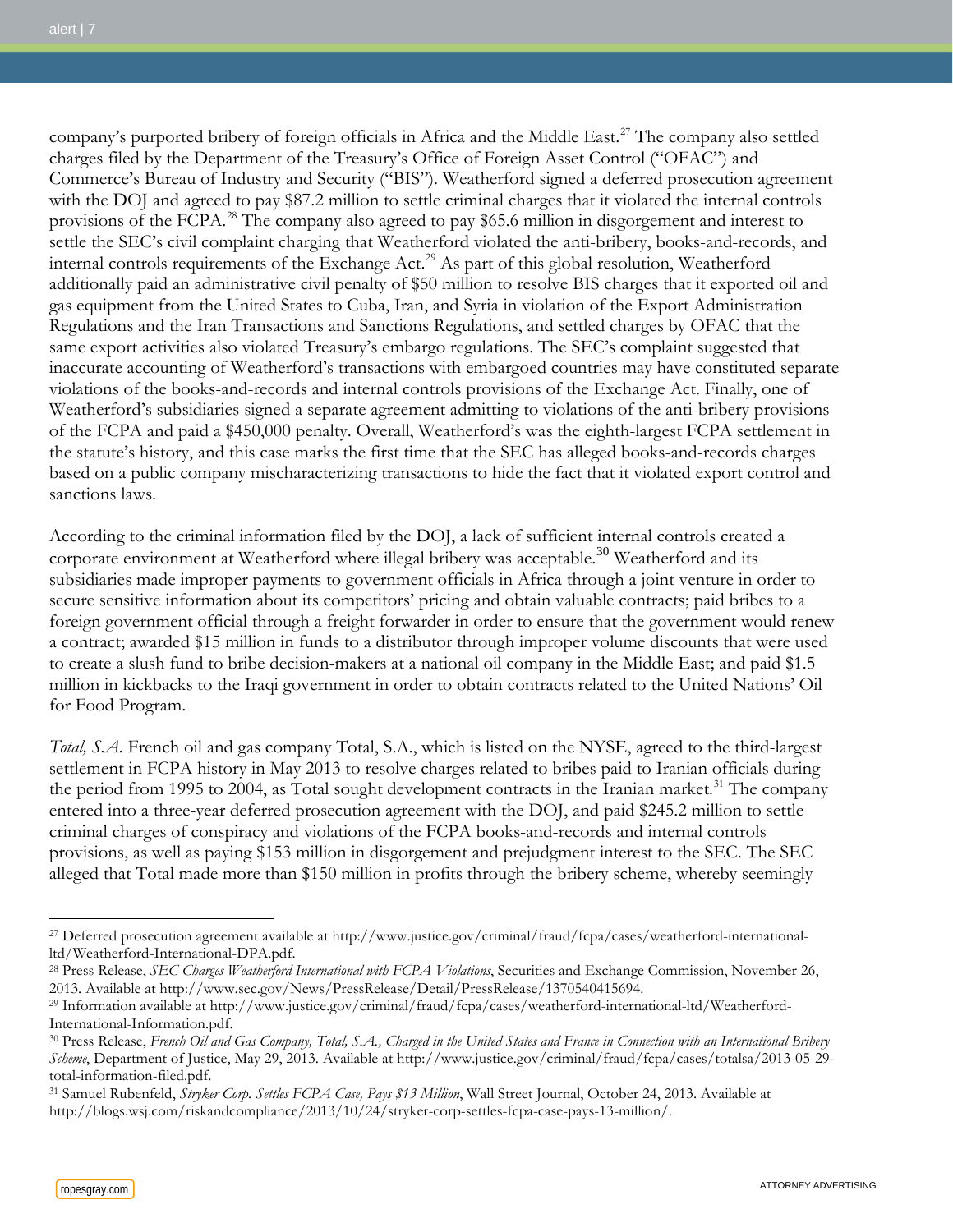company's purported bribery of foreign officials in Africa and the Middle East.[27] The company also settled charges filed by the Department of the Treasury's Office of Foreign Asset Control ("OFAC") and Commerce's Bureau of Industry and Security ("BIS"). Weatherford signed a deferred prosecution agreement with the DOJ and agreed to pay $87.2 million to settle criminal charges that it violated the internal controls provisions of the FCPA.[28] The company also agreed to pay $65.6 million in disgorgement and interest to settle the SEC's civil complaint charging that Weatherford violated the anti-bribery, books-and-records, and internal controls requirements of the Exchange Act.[29] As part of this global resolution, Weatherford additionally paid an administrative civil penalty of $50 million to resolve BIS charges that it exported oil and gas equipment from the United States to Cuba, Iran, and Syria in violation of the Export Administration Regulations and the Iran Transactions and Sanctions Regulations, and settled charges by OFAC that the same export activities also violated Treasury's embargo regulations. The SEC's complaint suggested that inaccurate accounting of Weatherford's transactions with embargoed countries may have constituted separate violations of the books-and-records and internal controls provisions of the Exchange Act. Finally, one of Weatherford's subsidiaries signed a separate agreement admitting to violations of the anti-bribery provisions of the FCPA and paid a $450,000 penalty. Overall, Weatherford's was the eighth-largest FCPA settlement in the statute's history, and this case marks the first time that the SEC has alleged books-and-records charges based on a public company mischaracterizing transactions to hide the fact that it violated export control and sanctions laws.

According to the criminal information filed by the DOJ, a lack of sufficient internal controls created a corporate environment at Weatherford where illegal bribery was acceptable.[30] Weatherford and its subsidiaries made improper payments to government officials in Africa through a joint venture in order to secure sensitive information about its competitors' pricing and obtain valuable contracts; paid bribes to a foreign government official through a freight forwarder in order to ensure that the government would renew a contract; awarded $15 million in funds to a distributor through improper volume discounts that were used to create a slush fund to bribe decision-makers at a national oil company in the Middle East; and paid $1.5 million in kickbacks to the Iraqi government in order to obtain contracts related to the United Nations' Oil for Food Program.

*Total, S.A.* French oil and gas company Total, S.A., which is listed on the NYSE, agreed to the third-largest settlement in FCPA history in May 2013 to resolve charges related to bribes paid to Iranian officials during the period from 1995 to 2004, as Total sought development contracts in the Iranian market.[31] The company entered into a three-year deferred prosecution agreement with the DOJ, and paid $245.2 million to settle criminal charges of conspiracy and violations of the FCPA books-and-records and internal controls provisions, as well as paying $153 million in disgorgement and prejudgment interest to the SEC. The SEC alleged that Total made more than $150 million in profits through the bribery scheme, whereby seemingly

---

[27] Deferred prosecution agreement available at http://www.justice.gov/criminal/fraud/fcpa/cases/weatherford-international-ltd/Weatherford-International-DPA.pdf.

[28] Press Release, *SEC Charges Weatherford International with FCPA Violations*, Securities and Exchange Commission, November 26, 2013. Available at http://www.sec.gov/News/PressRelease/Detail/PressRelease/1370540415694.

[29] Information available at http://www.justice.gov/criminal/fraud/fcpa/cases/weatherford-international-ltd/Weatherford-International-Information.pdf.

[30] Press Release, *French Oil and Gas Company, Total, S.A., Charged in the United States and France in Connection with an International Bribery Scheme*, Department of Justice, May 29, 2013. Available at http://www.justice.gov/criminal/fraud/fcpa/cases/totalsa/2013-05-29-total-information-filed.pdf.

[31] Samuel Rubenfeld, *Stryker Corp. Settles FCPA Case, Pays $13 Million*, Wall Street Journal, October 24, 2013. Available at http://blogs.wsj.com/riskandcompliance/2013/10/24/stryker-corp-settles-fcpa-case-pays-13-million/.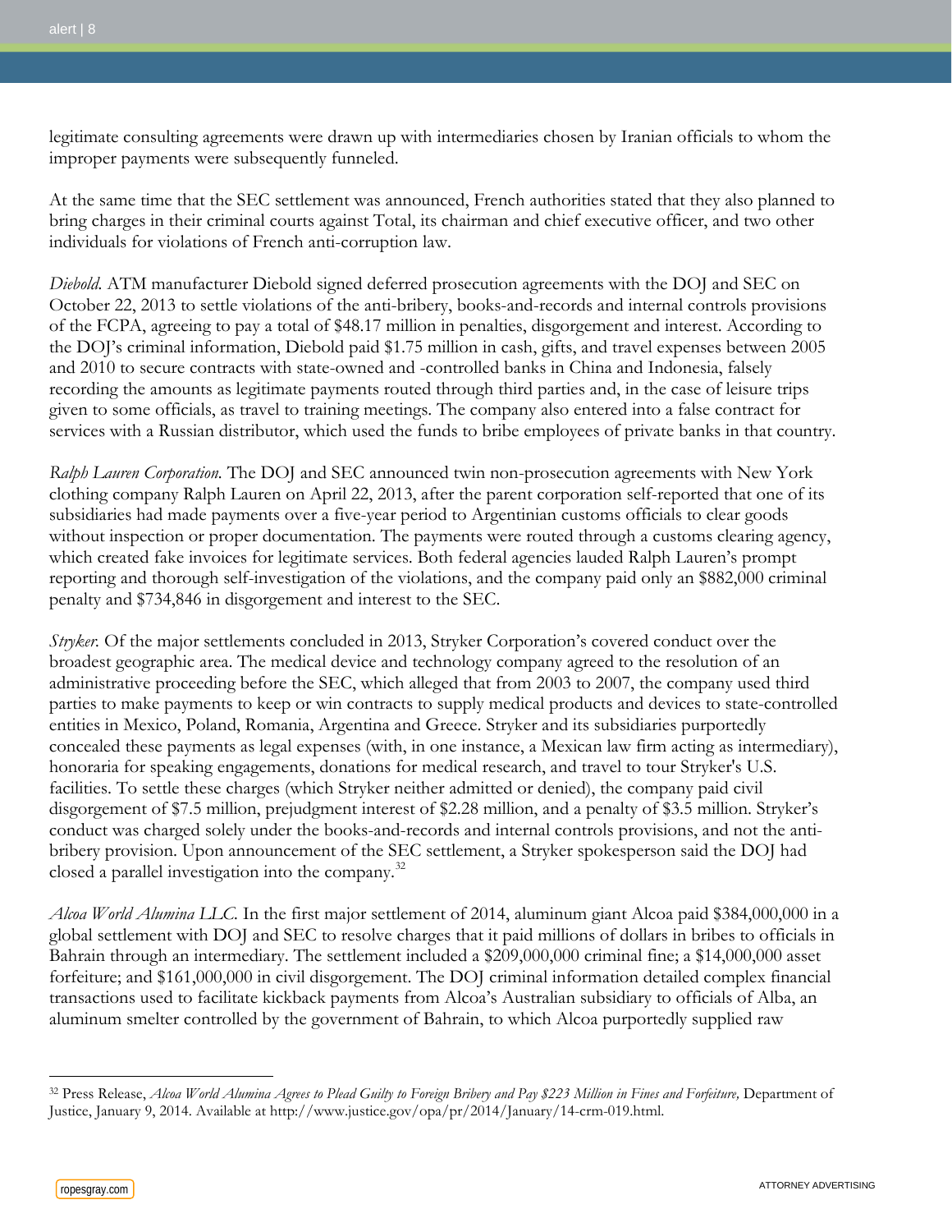legitimate consulting agreements were drawn up with intermediaries chosen by Iranian officials to whom the improper payments were subsequently funneled.

At the same time that the SEC settlement was announced, French authorities stated that they also planned to bring charges in their criminal courts against Total, its chairman and chief executive officer, and two other individuals for violations of French anti-corruption law.

*Diebold.* ATM manufacturer Diebold signed deferred prosecution agreements with the DOJ and SEC on October 22, 2013 to settle violations of the anti-bribery, books-and-records and internal controls provisions of the FCPA, agreeing to pay a total of $48.17 million in penalties, disgorgement and interest. According to the DOJ's criminal information, Diebold paid $1.75 million in cash, gifts, and travel expenses between 2005 and 2010 to secure contracts with state-owned and -controlled banks in China and Indonesia, falsely recording the amounts as legitimate payments routed through third parties and, in the case of leisure trips given to some officials, as travel to training meetings. The company also entered into a false contract for services with a Russian distributor, which used the funds to bribe employees of private banks in that country.

*Ralph Lauren Corporation.* The DOJ and SEC announced twin non-prosecution agreements with New York clothing company Ralph Lauren on April 22, 2013, after the parent corporation self-reported that one of its subsidiaries had made payments over a five-year period to Argentinian customs officials to clear goods without inspection or proper documentation. The payments were routed through a customs clearing agency, which created fake invoices for legitimate services. Both federal agencies lauded Ralph Lauren's prompt reporting and thorough self-investigation of the violations, and the company paid only an $882,000 criminal penalty and $734,846 in disgorgement and interest to the SEC.

*Stryker.* Of the major settlements concluded in 2013, Stryker Corporation's covered conduct over the broadest geographic area. The medical device and technology company agreed to the resolution of an administrative proceeding before the SEC, which alleged that from 2003 to 2007, the company used third parties to make payments to keep or win contracts to supply medical products and devices to state-controlled entities in Mexico, Poland, Romania, Argentina and Greece. Stryker and its subsidiaries purportedly concealed these payments as legal expenses (with, in one instance, a Mexican law firm acting as intermediary), honoraria for speaking engagements, donations for medical research, and travel to tour Stryker's U.S. facilities. To settle these charges (which Stryker neither admitted or denied), the company paid civil disgorgement of $7.5 million, prejudgment interest of $2.28 million, and a penalty of $3.5 million. Stryker's conduct was charged solely under the books-and-records and internal controls provisions, and not the anti-bribery provision. Upon announcement of the SEC settlement, a Stryker spokesperson said the DOJ had closed a parallel investigation into the company.[32]

*Alcoa World Alumina LLC.* In the first major settlement of 2014, aluminum giant Alcoa paid $384,000,000 in a global settlement with DOJ and SEC to resolve charges that it paid millions of dollars in bribes to officials in Bahrain through an intermediary. The settlement included a $209,000,000 criminal fine; a $14,000,000 asset forfeiture; and $161,000,000 in civil disgorgement. The DOJ criminal information detailed complex financial transactions used to facilitate kickback payments from Alcoa's Australian subsidiary to officials of Alba, an aluminum smelter controlled by the government of Bahrain, to which Alcoa purportedly supplied raw

---

[32] Press Release, *Alcoa World Alumina Agrees to Plead Guilty to Foreign Bribery and Pay $223 Million in Fines and Forfeiture,* Department of Justice, January 9, 2014. Available at http://www.justice.gov/opa/pr/2014/January/14-crm-019.html.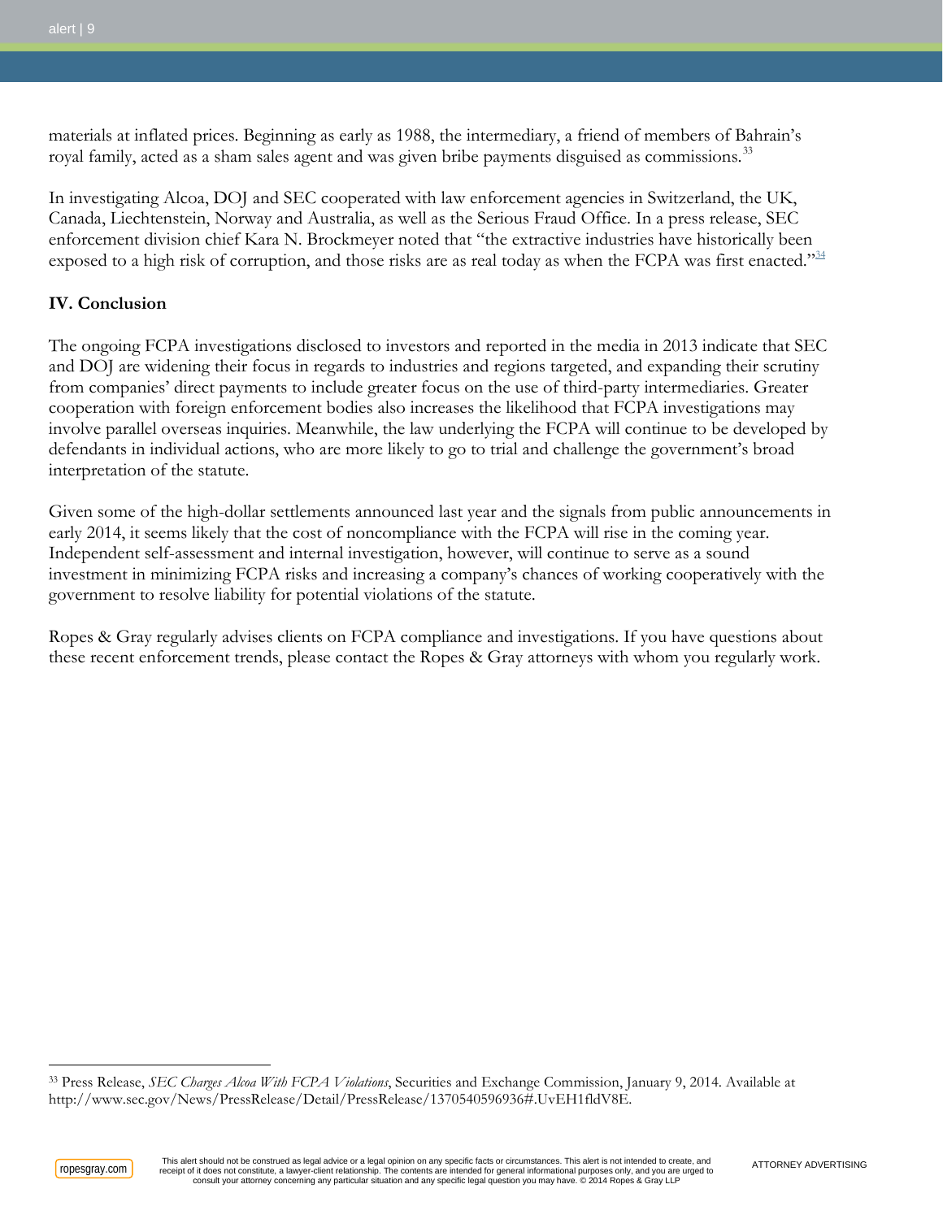materials at inflated prices. Beginning as early as 1988, the intermediary, a friend of members of Bahrain's royal family, acted as a sham sales agent and was given bribe payments disguised as commissions.[33]

In investigating Alcoa, DOJ and SEC cooperated with law enforcement agencies in Switzerland, the UK, Canada, Liechtenstein, Norway and Australia, as well as the Serious Fraud Office. In a press release, SEC enforcement division chief Kara N. Brockmeyer noted that "the extractive industries have historically been exposed to a high risk of corruption, and those risks are as real today as when the FCPA was first enacted."[34]

**IV. Conclusion**

The ongoing FCPA investigations disclosed to investors and reported in the media in 2013 indicate that SEC and DOJ are widening their focus in regards to industries and regions targeted, and expanding their scrutiny from companies' direct payments to include greater focus on the use of third-party intermediaries. Greater cooperation with foreign enforcement bodies also increases the likelihood that FCPA investigations may involve parallel overseas inquiries. Meanwhile, the law underlying the FCPA will continue to be developed by defendants in individual actions, who are more likely to go to trial and challenge the government's broad interpretation of the statute.

Given some of the high-dollar settlements announced last year and the signals from public announcements in early 2014, it seems likely that the cost of noncompliance with the FCPA will rise in the coming year. Independent self-assessment and internal investigation, however, will continue to serve as a sound investment in minimizing FCPA risks and increasing a company's chances of working cooperatively with the government to resolve liability for potential violations of the statute.

Ropes & Gray regularly advises clients on FCPA compliance and investigations. If you have questions about these recent enforcement trends, please contact the Ropes & Gray attorneys with whom you regularly work.

---

[33] Press Release, *SEC Charges Alcoa With FCPA Violations*, Securities and Exchange Commission, January 9, 2014. Available at http://www.sec.gov/News/PressRelease/Detail/PressRelease/1370540596936#.UvEH1fldV8E.

This alert should not be construed as legal advice or a legal opinion on any specific facts or circumstances. This alert is not intended to create, and receipt of it does not constitute, a lawyer-client relationship. The contents are intended for general informational purposes only, and you are urged to consult your attorney concerning any particular situation and any specific legal question you may have. © 2014 Ropes & Gray LLP

ATTORNEY ADVERTISING